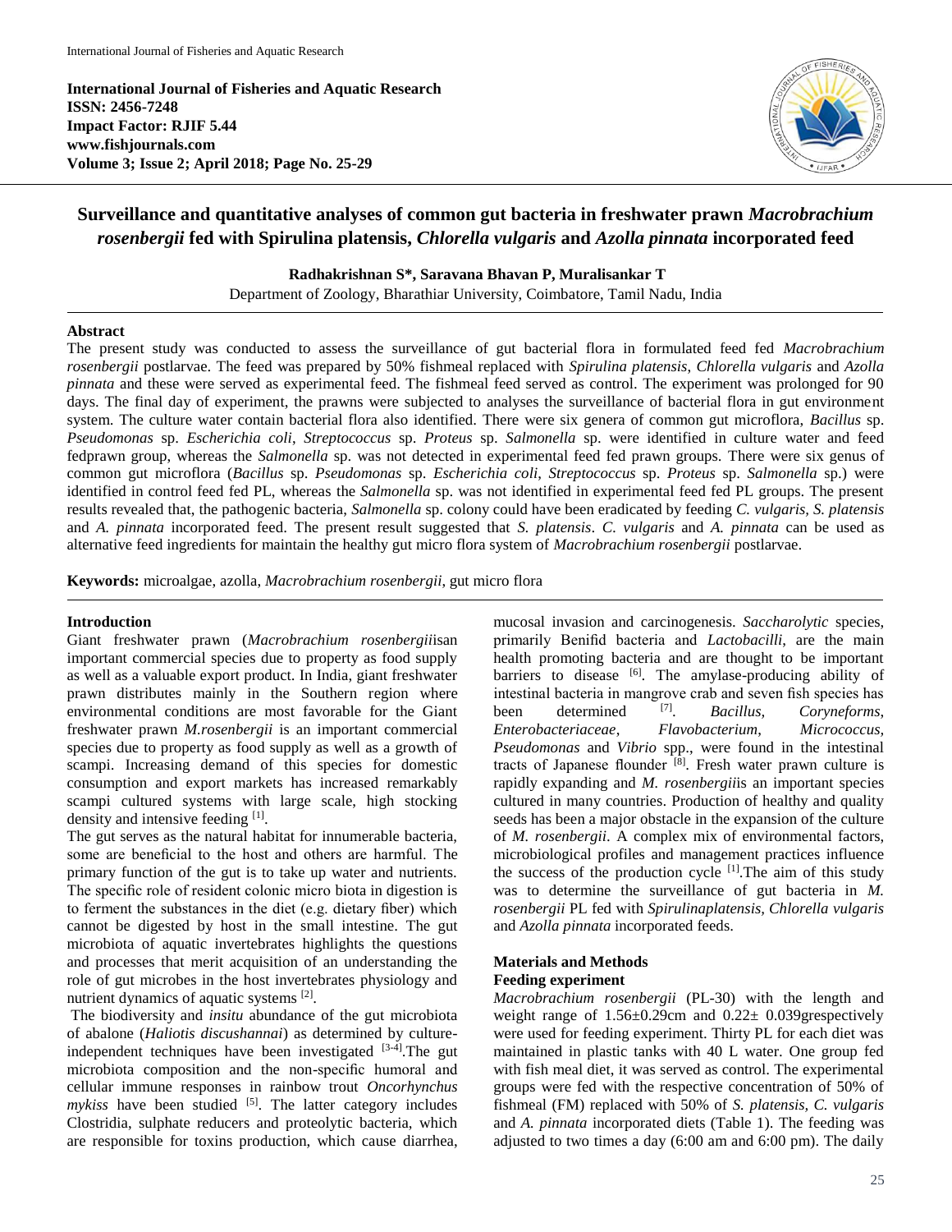**International Journal of Fisheries and Aquatic Research**
**ISSN: 2456-7248**
**Impact Factor: RJIF 5.44**
**www.fishjournals.com**
**Volume 3; Issue 2; April 2018; Page No. 25-29**

# Surveillance and quantitative analyses of common gut bacteria in freshwater prawn *Macrobrachium rosenbergii* fed with Spirulina platensis, *Chlorella vulgaris* and *Azolla pinnata* incorporated feed

**Radhakrishnan S\*, Saravana Bhavan P, Muralisankar T**

Department of Zoology, Bharathiar University, Coimbatore, Tamil Nadu, India

## Abstract

The present study was conducted to assess the surveillance of gut bacterial flora in formulated feed fed *Macrobrachium rosenbergii* postlarvae. The feed was prepared by 50% fishmeal replaced with *Spirulina platensis*, *Chlorella vulgaris* and *Azolla pinnata* and these were served as experimental feed. The fishmeal feed served as control. The experiment was prolonged for 90 days. The final day of experiment, the prawns were subjected to analyses the surveillance of bacterial flora in gut environment system. The culture water contain bacterial flora also identified. There were six genera of common gut microflora, *Bacillus* sp. *Pseudomonas* sp. *Escherichia coli*, *Streptococcus* sp. *Proteus* sp. *Salmonella* sp. were identified in culture water and feed fedprawn group, whereas the *Salmonella* sp. was not detected in experimental feed fed prawn groups. There were six genus of common gut microflora (*Bacillus* sp. *Pseudomonas* sp. *Escherichia coli, Streptococcus* sp. *Proteus* sp. *Salmonella* sp.) were identified in control feed fed PL, whereas the *Salmonella* sp. was not identified in experimental feed fed PL groups. The present results revealed that, the pathogenic bacteria, *Salmonella* sp. colony could have been eradicated by feeding *C. vulgaris, S. platensis* and *A. pinnata* incorporated feed. The present result suggested that *S. platensis*. *C. vulgaris* and *A. pinnata* can be used as alternative feed ingredients for maintain the healthy gut micro flora system of *Macrobrachium rosenbergii* postlarvae.

**Keywords:** microalgae, azolla, *Macrobrachium rosenbergii*, gut micro flora

## Introduction

Giant freshwater prawn (*Macrobrachium rosenbergii*isan important commercial species due to property as food supply as well as a valuable export product. In India, giant freshwater prawn distributes mainly in the Southern region where environmental conditions are most favorable for the Giant freshwater prawn *M.rosenbergii* is an important commercial species due to property as food supply as well as a growth of scampi. Increasing demand of this species for domestic consumption and export markets has increased remarkably scampi cultured systems with large scale, high stocking density and intensive feeding [1].

The gut serves as the natural habitat for innumerable bacteria, some are beneficial to the host and others are harmful. The primary function of the gut is to take up water and nutrients. The specific role of resident colonic micro biota in digestion is to ferment the substances in the diet (e.g. dietary fiber) which cannot be digested by host in the small intestine. The gut microbiota of aquatic invertebrates highlights the questions and processes that merit acquisition of an understanding the role of gut microbes in the host invertebrates physiology and nutrient dynamics of aquatic systems [2].

The biodiversity and *insitu* abundance of the gut microbiota of abalone (*Haliotis discushannai*) as determined by culture-independent techniques have been investigated [3-4].The gut microbiota composition and the non-specific humoral and cellular immune responses in rainbow trout *Oncorhynchus mykiss* have been studied [5]. The latter category includes Clostridia, sulphate reducers and proteolytic bacteria, which are responsible for toxins production, which cause diarrhea, mucosal invasion and carcinogenesis. *Saccharolytic* species, primarily Benifid bacteria and *Lactobacilli*, are the main health promoting bacteria and are thought to be important barriers to disease [6]. The amylase-producing ability of intestinal bacteria in mangrove crab and seven fish species has been determined [7]. *Bacillus, Coryneforms, Enterobacteriaceae, Flavobacterium, Micrococcus, Pseudomonas* and *Vibrio* spp., were found in the intestinal tracts of Japanese flounder [8]. Fresh water prawn culture is rapidly expanding and *M. rosenbergii*is an important species cultured in many countries. Production of healthy and quality seeds has been a major obstacle in the expansion of the culture of *M. rosenbergii*. A complex mix of environmental factors, microbiological profiles and management practices influence the success of the production cycle [1].The aim of this study was to determine the surveillance of gut bacteria in *M. rosenbergii* PL fed with *Spirulinaplatensis, Chlorella vulgaris* and *Azolla pinnata* incorporated feeds.

## Materials and Methods

### Feeding experiment

*Macrobrachium rosenbergii* (PL-30) with the length and weight range of 1.56±0.29cm and 0.22± 0.039grespectively were used for feeding experiment. Thirty PL for each diet was maintained in plastic tanks with 40 L water. One group fed with fish meal diet, it was served as control. The experimental groups were fed with the respective concentration of 50% of fishmeal (FM) replaced with 50% of *S. platensis, C. vulgaris* and *A. pinnata* incorporated diets (Table 1). The feeding was adjusted to two times a day (6:00 am and 6:00 pm). The daily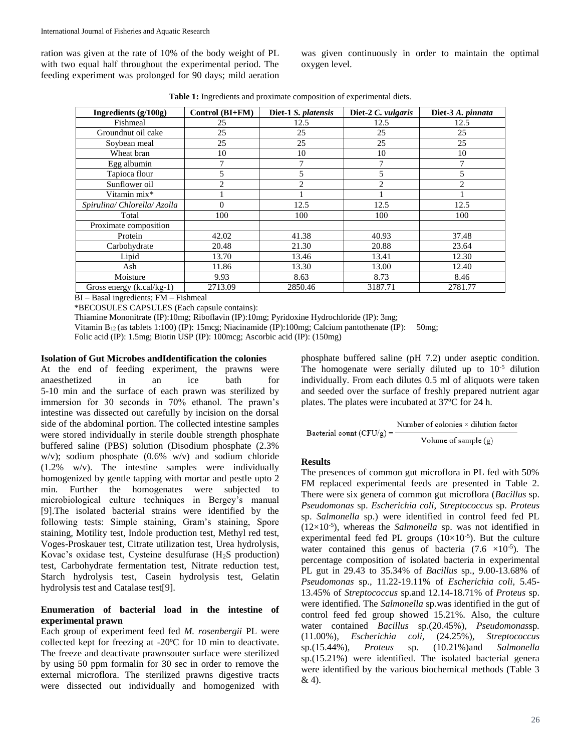ration was given at the rate of 10% of the body weight of PL with two equal half throughout the experimental period. The feeding experiment was prolonged for 90 days; mild aeration was given continuously in order to maintain the optimal oxygen level.

**Table 1:** Ingredients and proximate composition of experimental diets.

| Ingredients (g/100g) | Control (BI+FM) | Diet-1 *S. platensis* | Diet-2 *C. vulgaris* | Diet-3 *A. pinnata* |
|---|---|---|---|---|
| Fishmeal | 25 | 12.5 | 12.5 | 12.5 |
| Groundnut oil cake | 25 | 25 | 25 | 25 |
| Soybean meal | 25 | 25 | 25 | 25 |
| Wheat bran | 10 | 10 | 10 | 10 |
| Egg albumin | 7 | 7 | 7 | 7 |
| Tapioca flour | 5 | 5 | 5 | 5 |
| Sunflower oil | 2 | 2 | 2 | 2 |
| Vitamin mix* | 1 | 1 | 1 | 1 |
| *Spirulina/ Chlorella/ Azolla* | 0 | 12.5 | 12.5 | 12.5 |
| Total | 100 | 100 | 100 | 100 |
| Proximate composition | | | | |
| Protein | 42.02 | 41.38 | 40.93 | 37.48 |
| Carbohydrate | 20.48 | 21.30 | 20.88 | 23.64 |
| Lipid | 13.70 | 13.46 | 13.41 | 12.30 |
| Ash | 11.86 | 13.30 | 13.00 | 12.40 |
| Moisture | 9.93 | 8.63 | 8.73 | 8.46 |
| Gross energy (k.cal/kg-1) | 2713.09 | 2850.46 | 3187.71 | 2781.77 |

BI – Basal ingredients; FM – Fishmeal

*BECOSULES CAPSULES (Each capsule contains):

Thiamine Mononitrate (IP):10mg; Riboflavin (IP):10mg; Pyridoxine Hydrochloride (IP): 3mg;

Vitamin $B_{12}$ (as tablets 1:100) (IP): 15mcg; Niacinamide (IP):100mg; Calcium pantothenate (IP): 50mg;

Folic acid (IP): 1.5mg; Biotin USP (IP): 100mcg; Ascorbic acid (IP): (150mg)

**Isolation of Gut Microbes andIdentification the colonies**

At the end of feeding experiment, the prawns were anaesthetized in an ice bath for 5-10 min and the surface of each prawn was sterilized by immersion for 30 seconds in 70% ethanol. The prawn's intestine was dissected out carefully by incision on the dorsal side of the abdominal portion. The collected intestine samples were stored individually in sterile double strength phosphate buffered saline (PBS) solution (Disodium phosphate (2.3% w/v); sodium phosphate (0.6% w/v) and sodium chloride (1.2% w/v). The intestine samples were individually homogenized by gentle tapping with mortar and pestle upto 2 min. Further the homogenates were subjected to microbiological culture techniques in Bergey's manual [9].The isolated bacterial strains were identified by the following tests: Simple staining, Gram's staining, Spore staining, Motility test, Indole production test, Methyl red test, Voges-Proskauer test, Citrate utilization test, Urea hydrolysis, Kovac's oxidase test, Cysteine desulfurase ($H_2S$ production) test, Carbohydrate fermentation test, Nitrate reduction test, Starch hydrolysis test, Casein hydrolysis test, Gelatin hydrolysis test and Catalase test[9].

**Enumeration of bacterial load in the intestine of experimental prawn**

Each group of experiment feed fed *M. rosenbergii* PL were collected kept for freezing at -20ºC for 10 min to deactivate. The freeze and deactivate prawnsouter surface were sterilized by using 50 ppm formalin for 30 sec in order to remove the external microflora. The sterilized prawns digestive tracts were dissected out individually and homogenized with phosphate buffered saline (pH 7.2) under aseptic condition. The homogenate were serially diluted up to $10^{-5}$ dilution individually. From each dilutes 0.5 ml of aliquots were taken and seeded over the surface of freshly prepared nutrient agar plates. The plates were incubated at 37ºC for 24 h.

$$\text{Bacterial count (CFU/g)} = \frac{\text{Number of colonies} \times \text{dilution factor}}{\text{Volume of sample (g)}}$$

**Results**

The presences of common gut microflora in PL fed with 50% FM replaced experimental feeds are presented in Table 2. There were six genera of common gut microflora (*Bacillus* sp. *Pseudomonas* sp. *Escherichia coli*, *Streptococcus* sp. *Proteus* sp. *Salmonella* sp.) were identified in control feed fed PL ($12\times10^{-5}$), whereas the *Salmonella* sp. was not identified in experimental feed fed PL groups ($10\times10^{-5}$). But the culture water contained this genus of bacteria ($7.6 \times10^{-5}$). The percentage composition of isolated bacteria in experimental PL gut in 29.43 to 35.34% of *Bacillus* sp., 9.00-13.68% of *Pseudomonas* sp., 11.22-19.11% of *Escherichia coli*, 5.45-13.45% of *Streptococcus* sp.and 12.14-18.71% of *Proteus* sp. were identified. The *Salmonella* sp.was identified in the gut of control feed fed group showed 15.21%. Also, the culture water contained *Bacillus* sp.(20.45%), *Pseudomonas*sp. (11.00%), *Escherichia coli*, (24.25%), *Streptococcus* sp.(15.44%), *Proteus* sp. (10.21%)and *Salmonella* sp.(15.21%) were identified. The isolated bacterial genera were identified by the various biochemical methods (Table 3 & 4).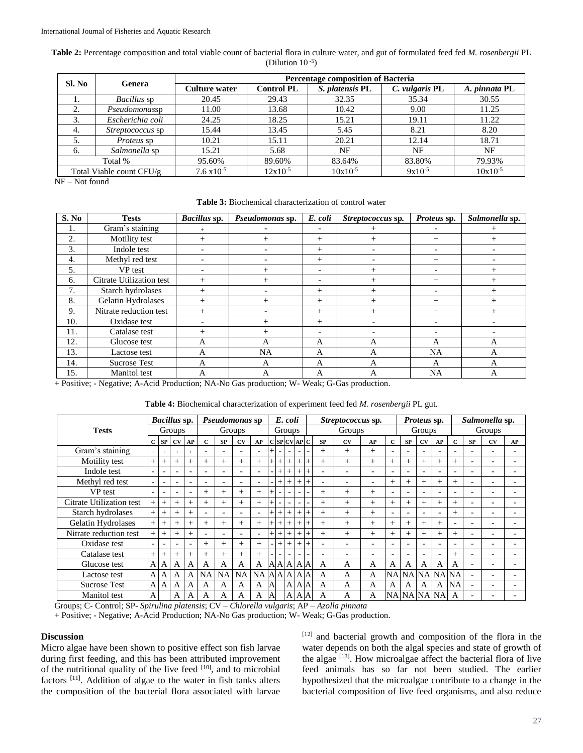**Table 2:** Percentage composition and total viable count of bacterial flora in culture water, and gut of formulated feed fed *M. rosenbergii* PL (Dilution $10^{-5}$)

| Sl. No | Genera | Percentage composition of Bacteria | | | | |
|---|---|---|---|---|---|---|
| | | Culture water | Control PL | *S. platensis* PL | *C. vulgaris* PL | *A. pinnata* PL |
| 1. | *Bacillus* sp | 20.45 | 29.43 | 32.35 | 35.34 | 30.55 |
| 2. | *Pseudomonas*sp | 11.00 | 13.68 | 10.42 | 9.00 | 11.25 |
| 3. | *Escherichia coli* | 24.25 | 18.25 | 15.21 | 19.11 | 11.22 |
| 4. | *Streptococcus* sp | 15.44 | 13.45 | 5.45 | 8.21 | 8.20 |
| 5. | *Proteus* sp | 10.21 | 15.11 | 20.21 | 12.14 | 18.71 |
| 6. | *Salmonella* sp | 15.21 | 5.68 | NF | NF | NF |
| Total % | | 95.60% | 89.60% | 83.64% | 83.80% | 79.93% |
| Total Viable count CFU/g | | $7.6 \times 10^{-5}$ | $12 \times 10^{-5}$ | $10 \times 10^{-5}$ | $9 \times 10^{-5}$ | $10 \times 10^{-5}$ |

NF – Not found

**Table 3:** Biochemical characterization of control water

| S. No | Tests | *Bacillus* sp. | *Pseudomonas* sp. | *E. coli* | *Streptococcus* sp. | *Proteus* sp. | *Salmonella* sp. |
|---|---|---|---|---|---|---|---|
| 1. | Gram's staining | + | - | - | + | - | + |
| 2. | Motility test | + | + | + | + | + | + |
| 3. | Indole test | - | - | + | - | - | - |
| 4. | Methyl red test | - | - | + | - | + | - |
| 5. | VP test | - | + | - | + | - | + |
| 6. | Citrate Utilization test | + | + | - | + | + | + |
| 7. | Starch hydrolases | + | - | + | + | - | + |
| 8. | Gelatin Hydrolases | + | + | + | + | + | + |
| 9. | Nitrate reduction test | + | - | + | + | + | + |
| 10. | Oxidase test | - | + | + | - | - | - |
| 11. | Catalase test | + | + | - | - | - | - |
| 12. | Glucose test | A | A | A | A | A | A |
| 13. | Lactose test | A | NA | A | A | NA | A |
| 14. | Sucrose Test | A | A | A | A | A | A |
| 15. | Manitol test | A | A | A | A | NA | A |

+ Positive; - Negative; A-Acid Production; NA-No Gas production; W- Weak; G-Gas production.

**Table 4:** Biochemical characterization of experiment feed fed *M. rosenbergii* PL gut.

| Tests | *Bacillus* sp. | | | | *Pseudomonas* sp | | | | *E. coli* | | | | *Streptococcus* sp. | | | | *Proteus* sp. | | | | *Salmonella* sp. | | | |
|---|---|---|---|---|---|---|---|---|---|---|---|---|---|---|---|---|---|---|---|---|---|---|---|---|
| | Groups | | | | Groups | | | | Groups | | | | Groups | | | | Groups | | | | Groups | | | |
| | C | SP | CV | AP | C | SP | CV | AP | C | SP | CV | AP | C | SP | CV | AP | C | SP | CV | AP | C | SP | CV | AP |
| Gram's staining | + | + | + | + | - | - | - | - | + | - | - | - | - | + | + | + | - | - | - | - | - | - | - | - |
| Motility test | + | + | + | + | + | + | + | + | + | + | + | + | + | + | + | + | + | + | + | + | + | - | - | - |
| Indole test | - | - | - | - | - | - | - | - | - | + | + | + | + | - | - | - | - | - | - | - | - | - | - | - |
| Methyl red test | - | - | - | - | - | - | - | - | - | + | + | + | + | - | - | - | + | + | + | + | + | - | - | - |
| VP test | - | - | - | - | + | + | + | + | + | - | - | - | - | + | + | + | - | - | - | - | - | - | - | - |
| Citrate Utilization test | + | + | + | + | + | + | + | + | + | - | - | - | - | + | + | + | + | + | + | + | + | - | - | - |
| Starch hydrolases | + | + | + | + | - | - | - | - | + | + | + | + | + | + | + | + | - | - | - | - | + | - | - | - |
| Gelatin Hydrolases | + | + | + | + | + | + | + | + | + | + | + | + | + | + | + | + | + | + | + | + | - | - | - | - |
| Nitrate reduction test | + | + | + | + | - | - | - | - | + | + | + | + | + | + | + | + | + | + | + | + | + | - | - | - |
| Oxidase test | - | - | - | - | + | + | + | + | - | + | + | + | + | - | - | - | - | - | - | - | - | - | - | - |
| Catalase test | + | + | + | + | + | + | + | + | - | - | - | - | - | - | - | - | - | - | - | - | + | - | - | - |
| Glucose test | A | A | A | A | A | A | A | A | A | A | A | A | A | A | A | A | A | A | A | A | A | - | - | - |
| Lactose test | A | A | A | A | NA | NA | NA | NA | A | A | A | A | A | A | A | A | NA | NA | NA | NA | NA | - | - | - |
| Sucrose Test | A | A | A | A | A | A | A | A | A | | A | A | A | A | A | A | A | A | A | A | NA | - | - | - |
| Manitol test | A | | A | A | A | A | A | A | A | | A | A | A | A | A | A | NA | NA | NA | NA | A | - | - | - |

Groups; C- Control; SP- *Spirulina platensis*; CV – *Chlorella vulgaris*; AP – *Azolla pinnata*

+ Positive; - Negative; A-Acid Production; NA-No Gas production; W- Weak; G-Gas production.

## Discussion

Micro algae have been shown to positive effect son fish larvae during first feeding, and this has been attributed improvement of the nutritional quality of the live feed [10], and to microbial factors [11]. Addition of algae to the water in fish tanks alters the composition of the bacterial flora associated with larvae [12] and bacterial growth and composition of the flora in the water depends on both the algal species and state of growth of the algae [13]. How microalgae affect the bacterial flora of live feed animals has so far not been studied. The earlier hypothesized that the microalgae contribute to a change in the bacterial composition of live feed organisms, and also reduce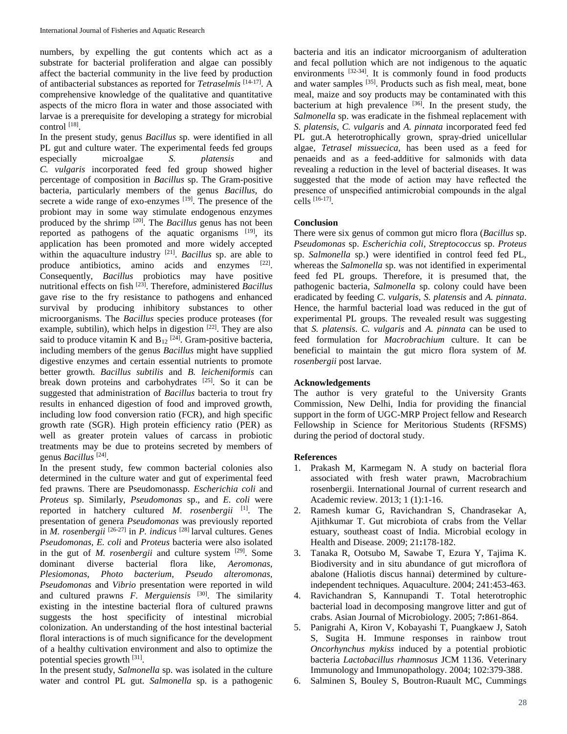numbers, by expelling the gut contents which act as a substrate for bacterial proliferation and algae can possibly affect the bacterial community in the live feed by production of antibacterial substances as reported for *Tetraselmis* [14-17]. A comprehensive knowledge of the qualitative and quantitative aspects of the micro flora in water and those associated with larvae is a prerequisite for developing a strategy for microbial control [18].

In the present study, genus *Bacillus* sp. were identified in all PL gut and culture water. The experimental feeds fed groups especially microalgae *S. platensis* and *C. vulgaris* incorporated feed fed group showed higher percentage of composition in *Bacillus* sp. The Gram-positive bacteria, particularly members of the genus *Bacillus*, do secrete a wide range of exo-enzymes [19]. The presence of the probiont may in some way stimulate endogenous enzymes produced by the shrimp [20]. The *Bacillus* genus has not been reported as pathogens of the aquatic organisms [19], its application has been promoted and more widely accepted within the aquaculture industry [21]. *Bacillus* sp. are able to produce antibiotics, amino acids and enzymes [22]. Consequently, *Bacillus* probiotics may have positive nutritional effects on fish [23]. Therefore, administered *Bacillus* gave rise to the fry resistance to pathogens and enhanced survival by producing inhibitory substances to other microorganisms. The *Bacillus* species produce proteases (for example, subtilin), which helps in digestion [22]. They are also said to produce vitamin K and $B_{12}$ [24]. Gram-positive bacteria, including members of the genus *Bacillus* might have supplied digestive enzymes and certain essential nutrients to promote better growth. *Bacillus subtilis* and *B. leicheniformis* can break down proteins and carbohydrates [25]. So it can be suggested that administration of *Bacillus* bacteria to trout fry results in enhanced digestion of food and improved growth, including low food conversion ratio (FCR), and high specific growth rate (SGR). High protein efficiency ratio (PER) as well as greater protein values of carcass in probiotic treatments may be due to proteins secreted by members of genus *Bacillus* [24].

In the present study, few common bacterial colonies also determined in the culture water and gut of experimental feed fed prawns. There are Pseudomonassp. *Escherichia coli* and *Proteus* sp. Similarly, *Pseudomonas* sp., and *E. coli* were reported in hatchery cultured *M. rosenbergii* [1]. The presentation of genera *Pseudomonas* was previously reported in *M. rosenbergii* [26-27] in *P. indicus* [28] larval cultures. Genes *Pseudomonas*, *E. coli* and *Proteus* bacteria were also isolated in the gut of *M. rosenbergii* and culture system [29]. Some dominant diverse bacterial flora like, *Aeromonas, Plesiomonas*, *Photo bacterium, Pseudo alteromonas, Pseudomonas* and *Vibrio* presentation were reported in wild and cultured prawns *F. Merguiensis* [30]. The similarity existing in the intestine bacterial flora of cultured prawns suggests the host specificity of intestinal microbial colonization. An understanding of the host intestinal bacterial floral interactions is of much significance for the development of a healthy cultivation environment and also to optimize the potential species growth [31].

In the present study, *Salmonella* sp. was isolated in the culture water and control PL gut. *Salmonella* sp. is a pathogenic bacteria and itis an indicator microorganism of adulteration and fecal pollution which are not indigenous to the aquatic environments [32-34]. It is commonly found in food products and water samples [35]. Products such as fish meal, meat, bone meal, maize and soy products may be contaminated with this bacterium at high prevalence [36]. In the present study, the *Salmonella* sp. was eradicate in the fishmeal replacement with *S. platensis*, *C. vulgaris* and *A. pinnata* incorporated feed fed PL gut.A heterotrophically grown, spray-dried unicellular algae, *Tetrasel missuecica*, has been used as a feed for penaeids and as a feed-additive for salmonids with data revealing a reduction in the level of bacterial diseases. It was suggested that the mode of action may have reflected the presence of unspecified antimicrobial compounds in the algal cells [16-17].

## Conclusion

There were six genus of common gut micro flora (*Bacillus* sp. *Pseudomonas* sp. *Escherichia coli*, *Streptococcus* sp. *Proteus* sp. *Salmonella* sp.) were identified in control feed fed PL, whereas the *Salmonella* sp. was not identified in experimental feed fed PL groups. Therefore, it is presumed that, the pathogenic bacteria, *Salmonella* sp. colony could have been eradicated by feeding *C. vulgaris*, *S. platensis* and *A. pinnata*. Hence, the harmful bacterial load was reduced in the gut of experimental PL groups. The revealed result was suggesting that *S. platensis*. *C. vulgaris* and *A. pinnata* can be used to feed formulation for *Macrobrachium* culture. It can be beneficial to maintain the gut micro flora system of *M. rosenbergii* post larvae.

## Acknowledgements

The author is very grateful to the University Grants Commission, New Delhi, India for providing the financial support in the form of UGC-MRP Project fellow and Research Fellowship in Science for Meritorious Students (RFSMS) during the period of doctoral study.

## References

1. Prakash M, Karmegam N. A study on bacterial flora associated with fresh water prawn, Macrobrachium rosenbergii. International Journal of current research and Academic review. 2013; 1 (1):1-16.
2. Ramesh kumar G, Ravichandran S, Chandrasekar A, Ajithkumar T. Gut microbiota of crabs from the Vellar estuary, southeast coast of India. Microbial ecology in Health and Disease. 2009; 21**:**178-182.
3. Tanaka R, Ootsubo M, Sawabe T, Ezura Y, Tajima K. Biodiversity and in situ abundance of gut microflora of abalone (Haliotis discus hannai) determined by culture-independent techniques. Aquaculture. 2004; 241:453-463.
4. Ravichandran S, Kannupandi T. Total heterotrophic bacterial load in decomposing mangrove litter and gut of crabs. Asian Journal of Microbiology. 2005; 7**:**861-864.
5. Panigrahi A, Kiron V, Kobayashi T, Puangkaew J, Satoh S, Sugita H. Immune responses in rainbow trout *Oncorhynchus mykiss* induced by a potential probiotic bacteria *Lactobacillus rhamnosus* JCM 1136. Veterinary Immunology and Immunopathology. 2004; 102:379-388.
6. Salminen S, Bouley S, Boutron-Ruault MC, Cummings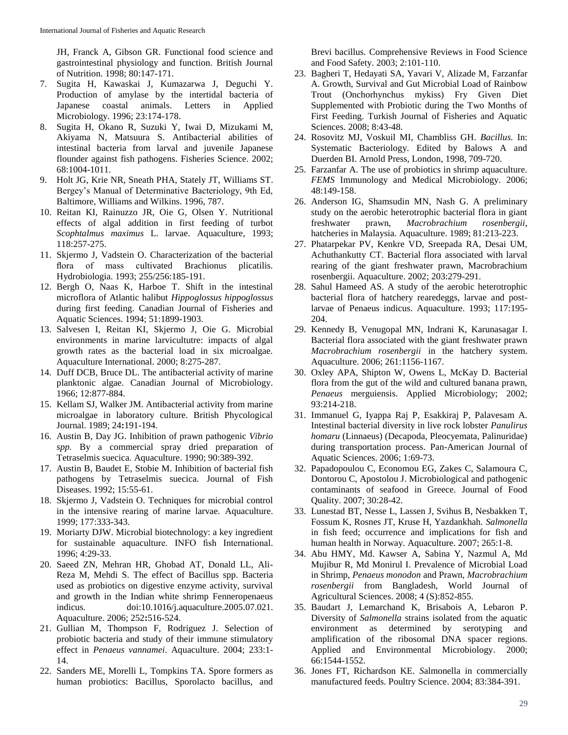JH, Franck A, Gibson GR. Functional food science and gastrointestinal physiology and function. British Journal of Nutrition. 1998; 80:147-171.

7. Sugita H, Kawaskai J, Kumazarwa J, Deguchi Y. Production of amylase by the intertidal bacteria of Japanese coastal animals. Letters in Applied Microbiology. 1996; 23:174-178.
8. Sugita H, Okano R, Suzuki Y, Iwai D, Mizukami M, Akiyama N, Matsuura S. Antibacterial abilities of intestinal bacteria from larval and juvenile Japanese flounder against fish pathogens. Fisheries Science. 2002; 68:1004-1011.
9. Holt JG, Krie NR, Sneath PHA, Stately JT, Williams ST. Bergey's Manual of Determinative Bacteriology, 9th Ed, Baltimore, Williams and Wilkins. 1996, 787.
10. Reitan KI, Rainuzzo JR, Oie G, Olsen Y. Nutritional effects of algal addition in first feeding of turbot *Scophtalmus maximus* L. larvae. Aquaculture, 1993; 118:257-275.
11. Skjermo J, Vadstein O. Characterization of the bacterial flora of mass cultivated Brachionus plicatilis. Hydrobiologia. 1993; 255/256:185-191.
12. Bergh O, Naas K, Harboe T. Shift in the intestinal microflora of Atlantic halibut *Hippoglossus hippoglossus* during first feeding. Canadian Journal of Fisheries and Aquatic Sciences. 1994; 51:1899-1903.
13. Salvesen I, Reitan KI, Skjermo J, Oie G. Microbial environments in marine larvicultutre: impacts of algal growth rates as the bacterial load in six microalgae. Aquaculture International. 2000; 8:275-287.
14. Duff DCB, Bruce DL. The antibacterial activity of marine planktonic algae. Canadian Journal of Microbiology. 1966; 12:877-884.
15. Kellam SJ, Walker JM. Antibacterial activity from marine microalgae in laboratory culture. British Phycological Journal. 1989; 24**:**191-194.
16. Austin B, Day JG. Inhibition of prawn pathogenic *Vibrio spp.* By a commercial spray dried preparation of Tetraselmis suecica. Aquaculture. 1990; 90:389-392.
17. Austin B, Baudet E, Stobie M. Inhibition of bacterial fish pathogens by Tetraselmis suecica. Journal of Fish Diseases. 1992; 15:55-61.
18. Skjermo J, Vadstein O. Techniques for microbial control in the intensive rearing of marine larvae. Aquaculture. 1999; 177:333-343.
19. Moriarty DJW. Microbial biotechnology: a key ingredient for sustainable aquaculture. INFO fish International. 1996; 4:29-33.
20. Saeed ZN, Mehran HR, Ghobad AT, Donald LL, Ali-Reza M, Mehdi S. The effect of Bacillus spp. Bacteria used as probiotics on digestive enzyme activity, survival and growth in the Indian white shrimp Fenneropenaeus indicus. doi:10.1016/j.aquaculture.2005.07.021. Aquaculture. 2006; 252**:**516-524.
21. Gullian M, Thompson F, Rodriguez J. Selection of probiotic bacteria and study of their immune stimulatory effect in *Penaeus vannamei*. Aquaculture. 2004; 233:1-14.
22. Sanders ME, Morelli L, Tompkins TA. Spore formers as human probiotics: Bacillus, Sporolacto bacillus, and Brevi bacillus. Comprehensive Reviews in Food Science and Food Safety. 2003; 2:101-110.
23. Bagheri T, Hedayati SA, Yavari V, Alizade M, Farzanfar A. Growth, Survival and Gut Microbial Load of Rainbow Trout (Onchorhynchus mykiss) Fry Given Diet Supplemented with Probiotic during the Two Months of First Feeding. Turkish Journal of Fisheries and Aquatic Sciences. 2008; 8:43-48.
24. Rosovitz MJ, Voskuil MI, Chambliss GH. *Bacillus.* In: Systematic Bacteriology. Edited by Balows A and Duerden BI. Arnold Press, London, 1998, 709-720.
25. Farzanfar A. The use of probiotics in shrimp aquaculture. *FEMS* Immunology and Medical Microbiology. 2006; 48:149-158.
26. Anderson IG, Shamsudin MN, Nash G. A preliminary study on the aerobic heterotrophic bacterial flora in giant freshwater prawn, *Macrobrachium rosenbergii*, hatcheries in Malaysia. Aquaculture. 1989; 81:213-223.
27. Phatarpekar PV, Kenkre VD, Sreepada RA, Desai UM, Achuthankutty CT. Bacterial flora associated with larval rearing of the giant freshwater prawn, Macrobrachium rosenbergii. Aquaculture. 2002; 203:279-291.
28. Sahul Hameed AS. A study of the aerobic heterotrophic bacterial flora of hatchery rearedeggs, larvae and post-larvae of Penaeus indicus. Aquaculture. 1993; 117:195-204.
29. Kennedy B, Venugopal MN, Indrani K, Karunasagar I. Bacterial flora associated with the giant freshwater prawn *Macrobrachium rosenbergii* in the hatchery system. Aquaculture. 2006; 261:1156-1167.
30. Oxley APA, Shipton W, Owens L, McKay D. Bacterial flora from the gut of the wild and cultured banana prawn, *Penaeus* merguiensis. Applied Microbiology; 2002; 93:214-218.
31. Immanuel G, Iyappa Raj P, Esakkiraj P, Palavesam A. Intestinal bacterial diversity in live rock lobster *Panulirus homaru* (Linnaeus) (Decapoda, Pleocyemata, Palinuridae) during transportation process. Pan-American Journal of Aquatic Sciences. 2006; 1:69-73.
32. Papadopoulou C, Economou EG, Zakes C, Salamoura C, Dontorou C, Apostolou J. Microbiological and pathogenic contaminants of seafood in Greece. Journal of Food Quality. 2007; 30:28-42.
33. Lunestad BT, Nesse L, Lassen J, Svihus B, Nesbakken T, Fossum K, Rosnes JT, Kruse H, Yazdankhah. *Salmonella* in fish feed; occurrence and implications for fish and human health in Norway. Aquaculture. 2007; 265:1-8.
34. Abu HMY, Md. Kawser A, Sabina Y, Nazmul A, Md Mujibur R, Md Monirul I. Prevalence of Microbial Load in Shrimp, *Penaeus monodon* and Prawn, *Macrobrachium rosenbergii* from Bangladesh, World Journal of Agricultural Sciences. 2008; 4 (S):852-855.
35. Baudart J, Lemarchand K, Brisabois A, Lebaron P. Diversity of *Salmonella* strains isolated from the aquatic environment as determined by serotyping and amplification of the ribosomal DNA spacer regions. Applied and Environmental Microbiology. 2000; 66:1544-1552.
36. Jones FT, Richardson KE. *S*almonella in commercially manufactured feeds. Poultry Science. 2004; 83:384-391.